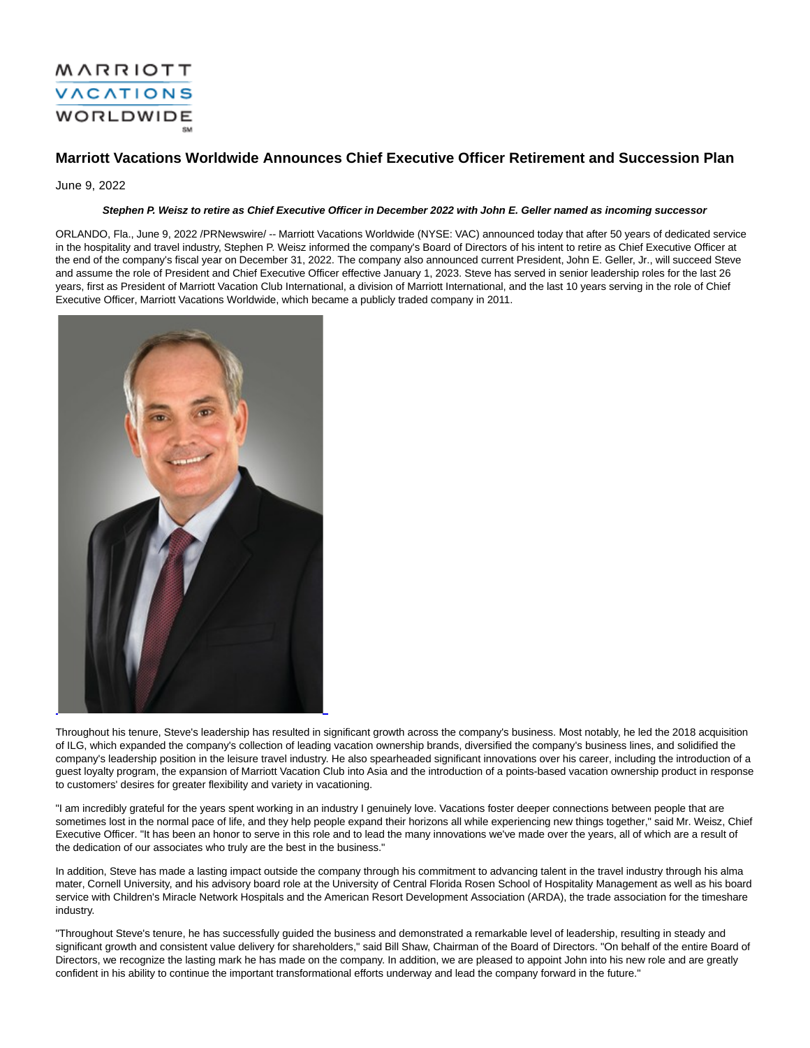MARRIOTT VACATIONS WORLDWIDE

# Marriott Vacations Worldwide Announces Chief Executive Officer Retirement and Succession Plan

June 9, 2022

***Stephen P. Weisz to retire as Chief Executive Officer in December 2022 with John E. Geller named as incoming successor***

ORLANDO, Fla., June 9, 2022 /PRNewswire/ -- Marriott Vacations Worldwide (NYSE: VAC) announced today that after 50 years of dedicated service in the hospitality and travel industry, Stephen P. Weisz informed the company's Board of Directors of his intent to retire as Chief Executive Officer at the end of the company's fiscal year on December 31, 2022. The company also announced current President, John E. Geller, Jr., will succeed Steve and assume the role of President and Chief Executive Officer effective January 1, 2023. Steve has served in senior leadership roles for the last 26 years, first as President of Marriott Vacation Club International, a division of Marriott International, and the last 10 years serving in the role of Chief Executive Officer, Marriott Vacations Worldwide, which became a publicly traded company in 2011.

Throughout his tenure, Steve's leadership has resulted in significant growth across the company's business. Most notably, he led the 2018 acquisition of ILG, which expanded the company's collection of leading vacation ownership brands, diversified the company's business lines, and solidified the company's leadership position in the leisure travel industry. He also spearheaded significant innovations over his career, including the introduction of a guest loyalty program, the expansion of Marriott Vacation Club into Asia and the introduction of a points-based vacation ownership product in response to customers' desires for greater flexibility and variety in vacationing.

"I am incredibly grateful for the years spent working in an industry I genuinely love. Vacations foster deeper connections between people that are sometimes lost in the normal pace of life, and they help people expand their horizons all while experiencing new things together," said Mr. Weisz, Chief Executive Officer. "It has been an honor to serve in this role and to lead the many innovations we've made over the years, all of which are a result of the dedication of our associates who truly are the best in the business."

In addition, Steve has made a lasting impact outside the company through his commitment to advancing talent in the travel industry through his alma mater, Cornell University, and his advisory board role at the University of Central Florida Rosen School of Hospitality Management as well as his board service with Children's Miracle Network Hospitals and the American Resort Development Association (ARDA), the trade association for the timeshare industry.

"Throughout Steve's tenure, he has successfully guided the business and demonstrated a remarkable level of leadership, resulting in steady and significant growth and consistent value delivery for shareholders," said Bill Shaw, Chairman of the Board of Directors. "On behalf of the entire Board of Directors, we recognize the lasting mark he has made on the company. In addition, we are pleased to appoint John into his new role and are greatly confident in his ability to continue the important transformational efforts underway and lead the company forward in the future."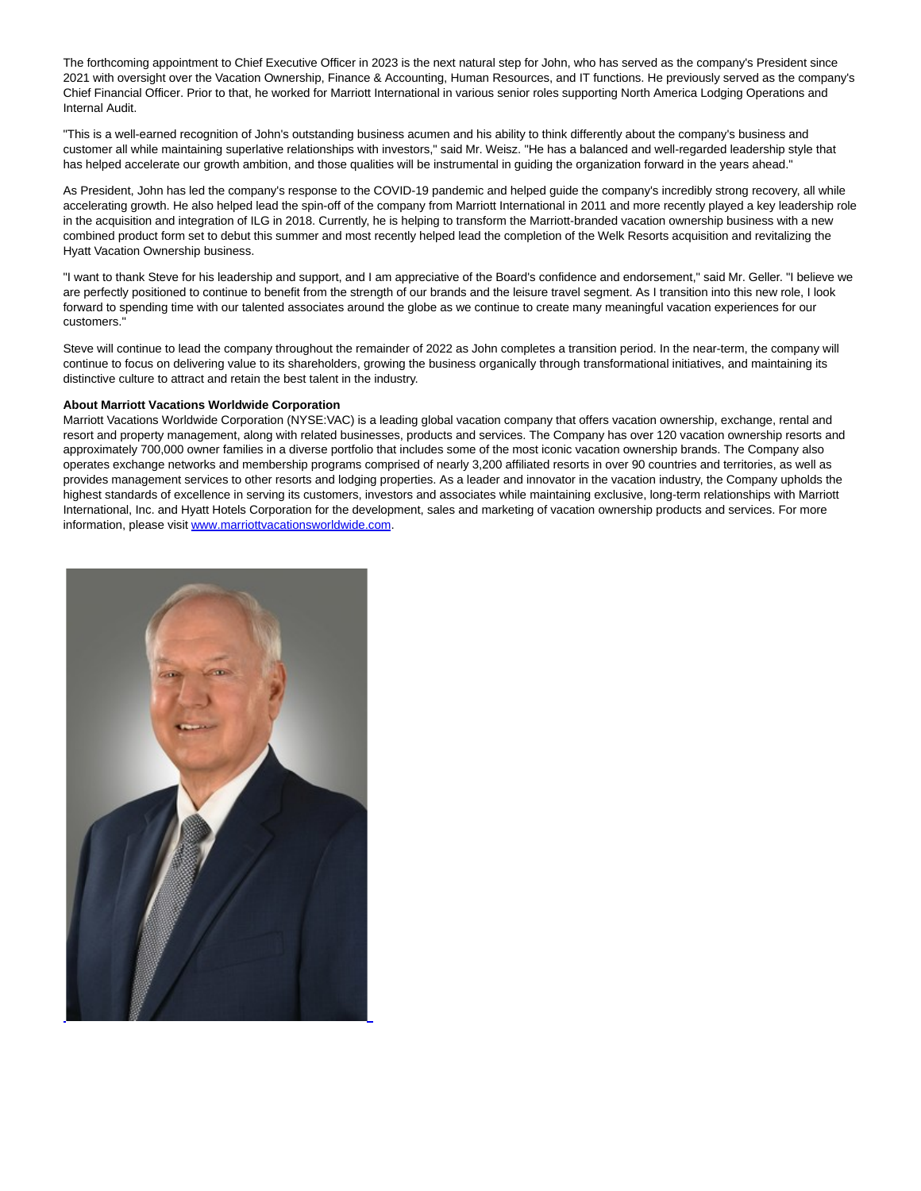The forthcoming appointment to Chief Executive Officer in 2023 is the next natural step for John, who has served as the company's President since 2021 with oversight over the Vacation Ownership, Finance & Accounting, Human Resources, and IT functions. He previously served as the company's Chief Financial Officer. Prior to that, he worked for Marriott International in various senior roles supporting North America Lodging Operations and Internal Audit.

"This is a well-earned recognition of John's outstanding business acumen and his ability to think differently about the company's business and customer all while maintaining superlative relationships with investors," said Mr. Weisz. "He has a balanced and well-regarded leadership style that has helped accelerate our growth ambition, and those qualities will be instrumental in guiding the organization forward in the years ahead."

As President, John has led the company's response to the COVID-19 pandemic and helped guide the company's incredibly strong recovery, all while accelerating growth. He also helped lead the spin-off of the company from Marriott International in 2011 and more recently played a key leadership role in the acquisition and integration of ILG in 2018. Currently, he is helping to transform the Marriott-branded vacation ownership business with a new combined product form set to debut this summer and most recently helped lead the completion of the Welk Resorts acquisition and revitalizing the Hyatt Vacation Ownership business.

"I want to thank Steve for his leadership and support, and I am appreciative of the Board's confidence and endorsement," said Mr. Geller. "I believe we are perfectly positioned to continue to benefit from the strength of our brands and the leisure travel segment. As I transition into this new role, I look forward to spending time with our talented associates around the globe as we continue to create many meaningful vacation experiences for our customers."

Steve will continue to lead the company throughout the remainder of 2022 as John completes a transition period. In the near-term, the company will continue to focus on delivering value to its shareholders, growing the business organically through transformational initiatives, and maintaining its distinctive culture to attract and retain the best talent in the industry.

**About Marriott Vacations Worldwide Corporation**

Marriott Vacations Worldwide Corporation (NYSE:VAC) is a leading global vacation company that offers vacation ownership, exchange, rental and resort and property management, along with related businesses, products and services. The Company has over 120 vacation ownership resorts and approximately 700,000 owner families in a diverse portfolio that includes some of the most iconic vacation ownership brands. The Company also operates exchange networks and membership programs comprised of nearly 3,200 affiliated resorts in over 90 countries and territories, as well as provides management services to other resorts and lodging properties. As a leader and innovator in the vacation industry, the Company upholds the highest standards of excellence in serving its customers, investors and associates while maintaining exclusive, long-term relationships with Marriott International, Inc. and Hyatt Hotels Corporation for the development, sales and marketing of vacation ownership products and services. For more information, please visit [www.marriottvacationsworldwide.com](www.marriottvacationsworldwide.com).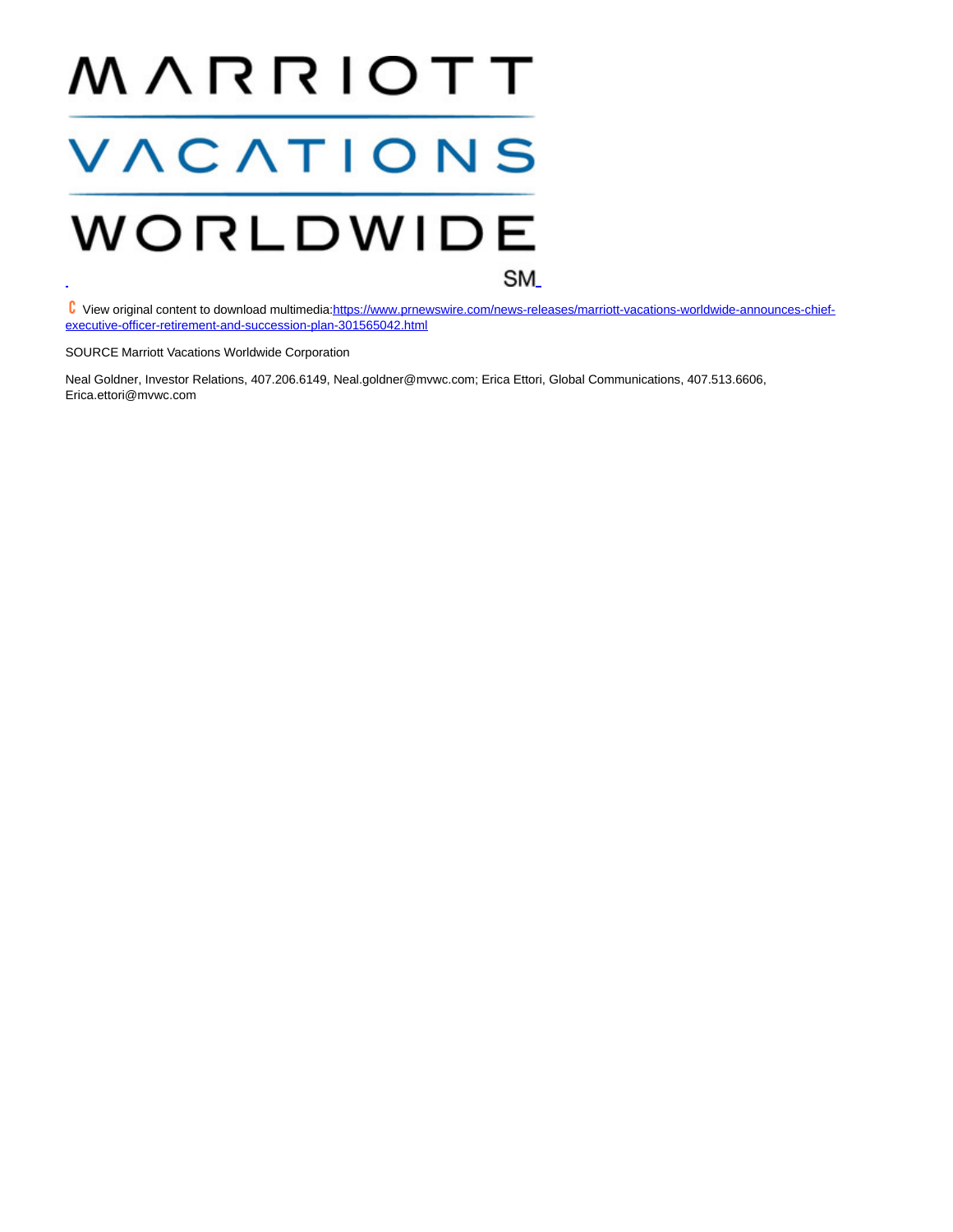MARRIOTT VACATIONS WORLDWIDE SM

View original content to download multimedia:https://www.prnewswire.com/news-releases/marriott-vacations-worldwide-announces-chief-executive-officer-retirement-and-succession-plan-301565042.html

SOURCE Marriott Vacations Worldwide Corporation

Neal Goldner, Investor Relations, 407.206.6149, Neal.goldner@mvwc.com; Erica Ettori, Global Communications, 407.513.6606, Erica.ettori@mvwc.com